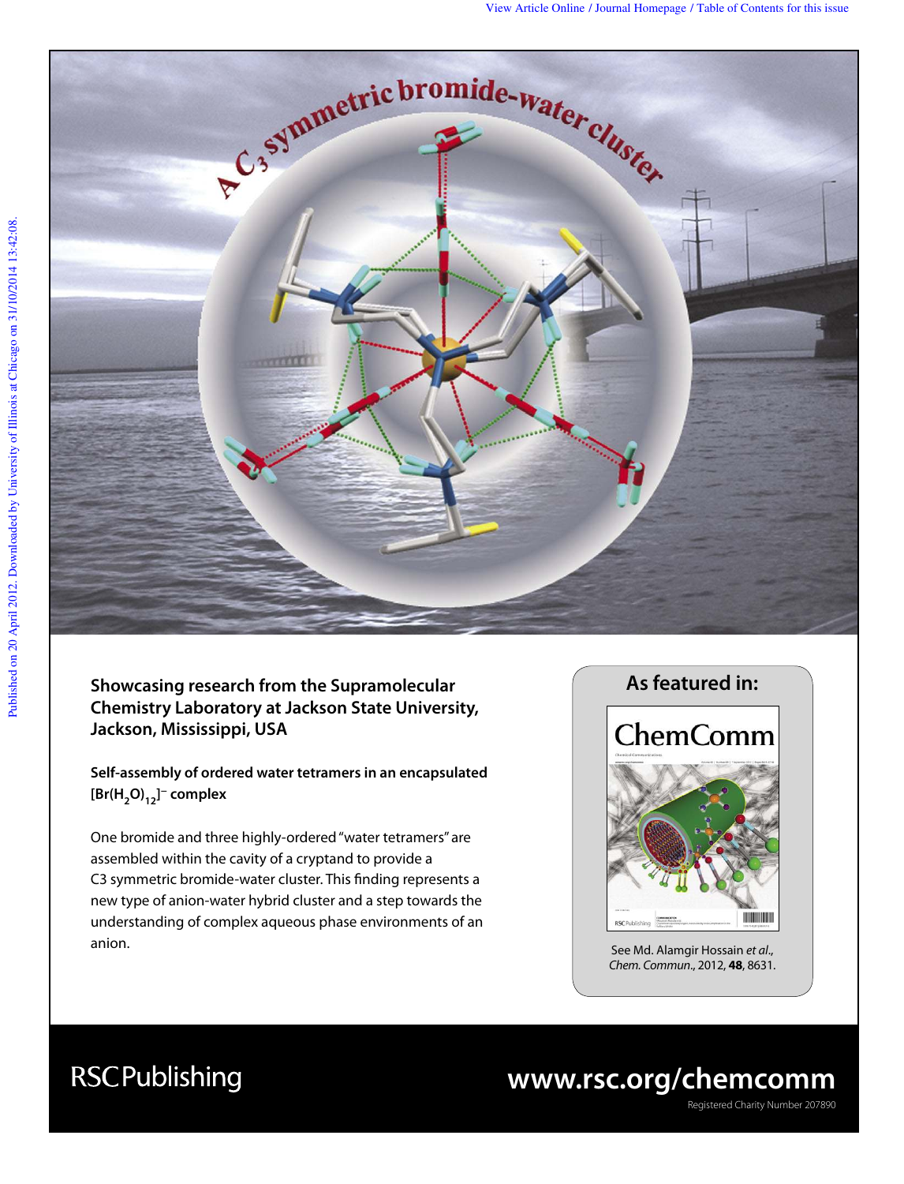Showcasing research from the Supramolecular Chemistry Laboratory at Jackson State University, Jackson, Mississippi, USA

**Self-assembly of ordered water tetramers in an encapsulated $[Br(H_2O)_{12}]^-$ complex**

One bromide and three highly-ordered "water tetramers" are assembled within the cavity of a cryptand to provide a C3 symmetric bromide-water cluster. This finding represents a new type of anion-water hybrid cluster and a step towards the understanding of complex aqueous phase environments of an anion.

## As featured in:

See Md. Alamgir Hossain *et al.*, *Chem. Commun.*, 2012, **48**, 8631.

RSCPublishing

www.rsc.org/chemcomm

Registered Charity Number 207890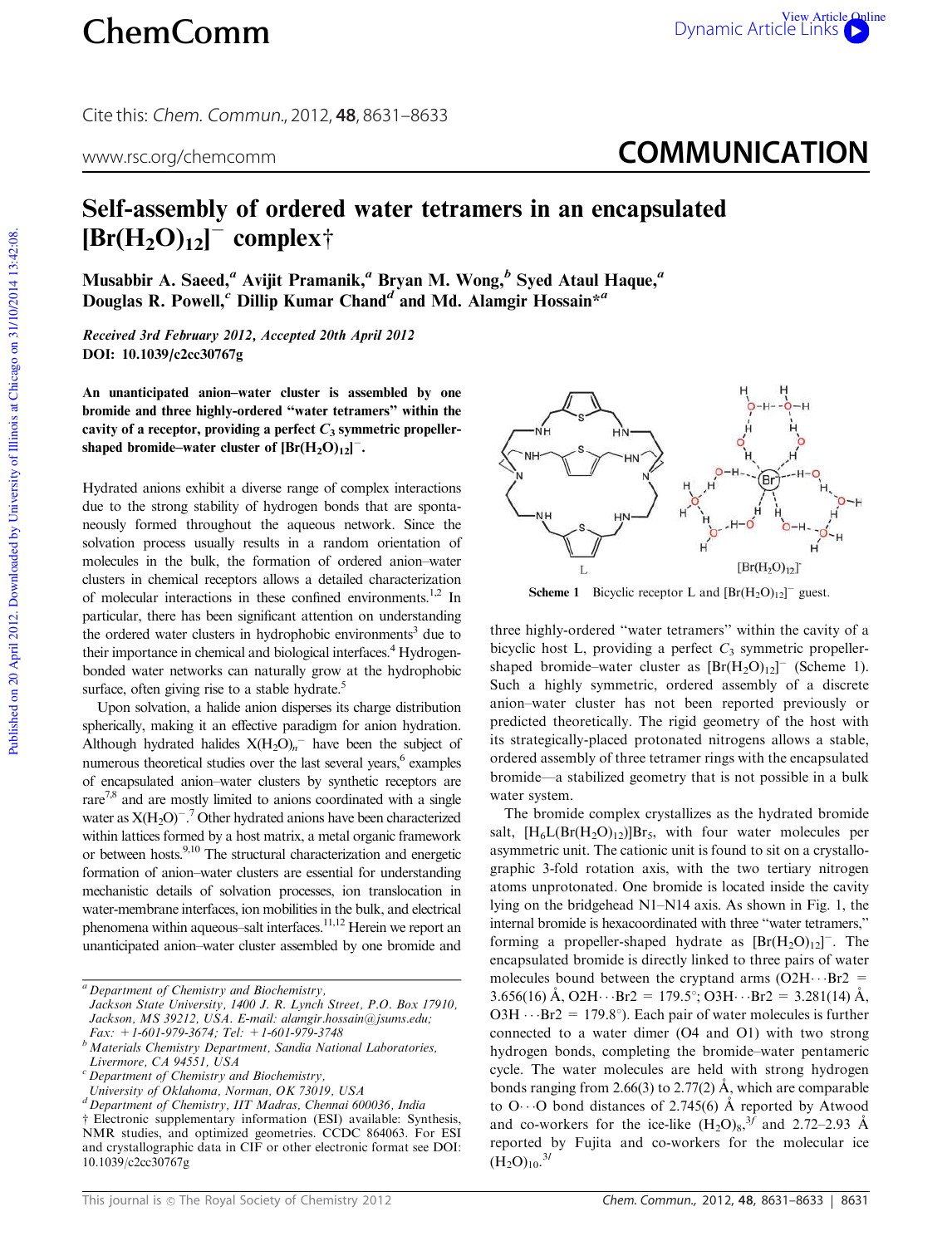# Self-assembly of ordered water tetramers in an encapsulated $[Br(H_2O)_{12}]^-$ complex†

**Musabbir A. Saeed,[a] Avijit Pramanik,[a] Bryan M. Wong,[b] Syed Ataul Haque,[a] Douglas R. Powell,[c] Dillip Kumar Chand[d] and Md. Alamgir Hossain*[a]**

*Received 3rd February 2012, Accepted 20th April 2012*

**DOI: 10.1039/c2cc30767g**

**An unanticipated anion–water cluster is assembled by one bromide and three highly-ordered "water tetramers" within the cavity of a receptor, providing a perfect $C_3$ symmetric propeller-shaped bromide–water cluster of $[Br(H_2O)_{12}]^-$.**

Hydrated anions exhibit a diverse range of complex interactions due to the strong stability of hydrogen bonds that are spontaneously formed throughout the aqueous network. Since the solvation process usually results in a random orientation of molecules in the bulk, the formation of ordered anion–water clusters in chemical receptors allows a detailed characterization of molecular interactions in these confined environments.[1,2] In particular, there has been significant attention on understanding the ordered water clusters in hydrophobic environments[3] due to their importance in chemical and biological interfaces.[4] Hydrogen-bonded water networks can naturally grow at the hydrophobic surface, often giving rise to a stable hydrate.[5]

Upon solvation, a halide anion disperses its charge distribution spherically, making it an effective paradigm for anion hydration. Although hydrated halides $X(H_2O)_n^-$ have been the subject of numerous theoretical studies over the last several years,[6] examples of encapsulated anion–water clusters by synthetic receptors are rare[7,8] and are mostly limited to anions coordinated with a single water as $X(H_2O)^-$.[7] Other hydrated anions have been characterized within lattices formed by a host matrix, a metal organic framework or between hosts.[9,10] The structural characterization and energetic formation of anion–water clusters are essential for understanding mechanistic details of solvation processes, ion translocation in water-membrane interfaces, ion mobilities in the bulk, and electrical phenomena within aqueous–salt interfaces.[11,12] Herein we report an unanticipated anion–water cluster assembled by one bromide and three highly-ordered "water tetramers" within the cavity of a bicyclic host L, providing a perfect $C_3$ symmetric propeller-shaped bromide–water cluster as $[Br(H_2O)_{12}]^-$ (Scheme 1). Such a highly symmetric, ordered assembly of a discrete anion–water cluster has not been reported previously or predicted theoretically. The rigid geometry of the host with its strategically-placed protonated nitrogens allows a stable, ordered assembly of three tetramer rings with the encapsulated bromide—a stabilized geometry that is not possible in a bulk water system.

**Scheme 1** Bicyclic receptor L and $[Br(H_2O)_{12}]^-$ guest.

The bromide complex crystallizes as the hydrated bromide salt, $[H_6L(Br(H_2O)_{12})]Br_5$, with four water molecules per asymmetric unit. The cationic unit is found to sit on a crystallographic 3-fold rotation axis, with the two tertiary nitrogen atoms unprotonated. One bromide is located inside the cavity lying on the bridgehead N1–N14 axis. As shown in Fig. 1, the internal bromide is hexacoordinated with three "water tetramers," forming a propeller-shaped hydrate as $[Br(H_2O)_{12}]^-$. The encapsulated bromide is directly linked to three pairs of water molecules bound between the cryptand arms (O2H···Br2 = 3.656(16) Å, O2H···Br2 = 179.5°; O3H···Br2 = 3.281(14) Å, O3H···Br2 = 179.8°). Each pair of water molecules is further connected to a water dimer (O4 and O1) with two strong hydrogen bonds, completing the bromide–water pentameric cycle. The water molecules are held with strong hydrogen bonds ranging from 2.66(3) to 2.77(2) Å, which are comparable to O···O bond distances of 2.745(6) Å reported by Atwood and co-workers for the ice-like $(H_2O)_8$,[3f] and 2.72–2.93 Å reported by Fujita and co-workers for the molecular ice $(H_2O)_{10}$.[3l]

---

[a] Department of Chemistry and Biochemistry, Jackson State University, 1400 J. R. Lynch Street, P.O. Box 17910, Jackson, MS 39212, USA. E-mail: alamgir.hossain@jsums.edu; Fax: +1-601-979-3674; Tel: +1-601-979-3748

[b] Materials Chemistry Department, Sandia National Laboratories, Livermore, CA 94551, USA

[c] Department of Chemistry and Biochemistry, University of Oklahoma, Norman, OK 73019, USA

[d] Department of Chemistry, IIT Madras, Chennai 600036, India

† Electronic supplementary information (ESI) available: Synthesis, NMR studies, and optimized geometries. CCDC 864063. For ESI and crystallographic data in CIF or other electronic format see DOI: 10.1039/c2cc30767g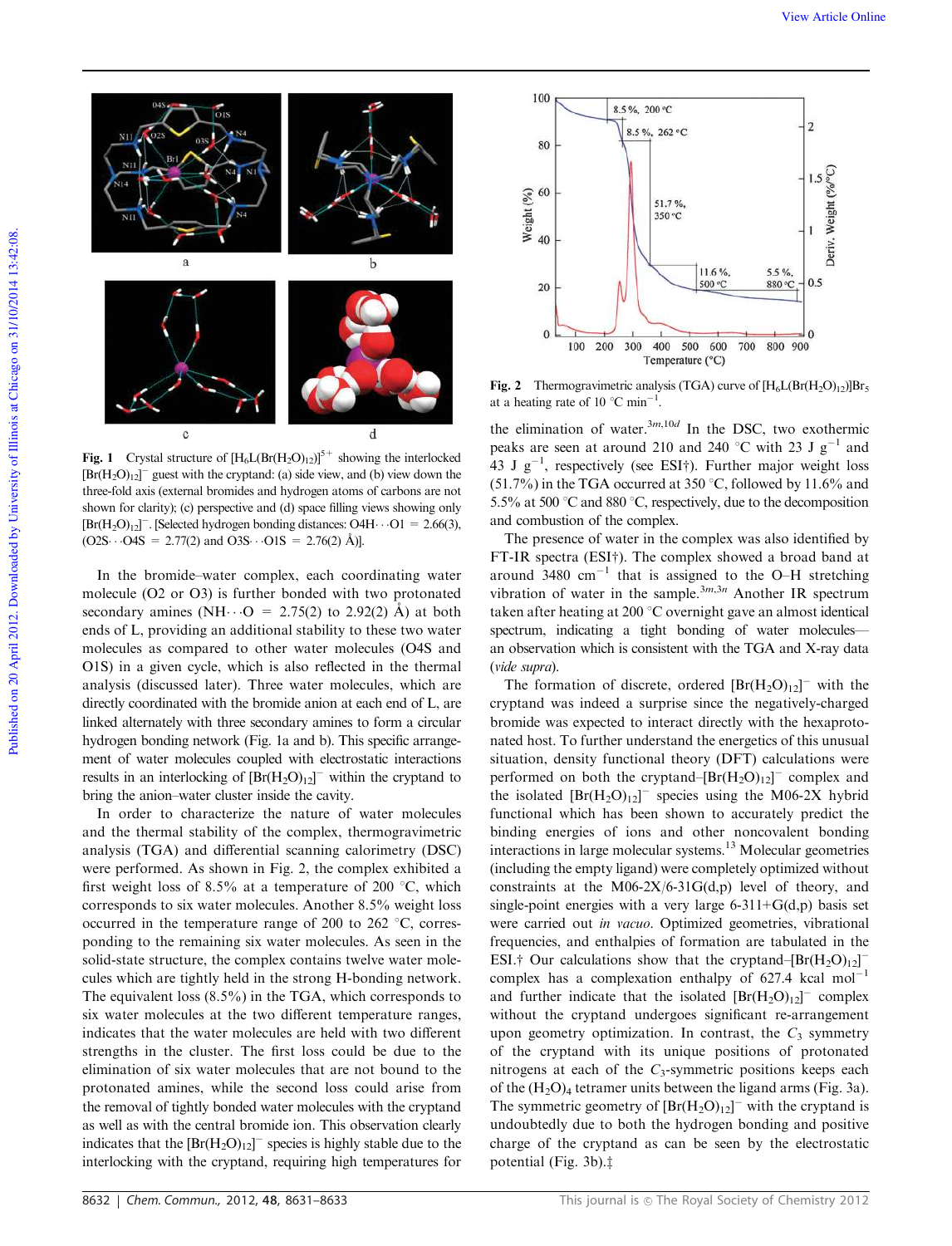**Fig. 1** Crystal structure of $[H_6L(Br(H_2O)_{12})]^{5+}$ showing the interlocked $[Br(H_2O)_{12}]^-$ guest with the cryptand: (a) side view, and (b) view down the three-fold axis (external bromides and hydrogen atoms of carbons are not shown for clarity); (c) perspective and (d) space filling views showing only $[Br(H_2O)_{12}]^-$. [Selected hydrogen bonding distances: O4H···O1 = 2.66(3), (O2S···O4S = 2.77(2) and O3S···O1S = 2.76(2) Å)].

In the bromide–water complex, each coordinating water molecule (O2 or O3) is further bonded with two protonated secondary amines (NH···O = 2.75(2) to 2.92(2) Å) at both ends of L, providing an additional stability to these two water molecules as compared to other water molecules (O4S and O1S) in a given cycle, which is also reflected in the thermal analysis (discussed later). Three water molecules, which are directly coordinated with the bromide anion at each end of L, are linked alternately with three secondary amines to form a circular hydrogen bonding network (Fig. 1a and b). This specific arrangement of water molecules coupled with electrostatic interactions results in an interlocking of $[Br(H_2O)_{12}]^-$ within the cryptand to bring the anion–water cluster inside the cavity.

In order to characterize the nature of water molecules and the thermal stability of the complex, thermogravimetric analysis (TGA) and differential scanning calorimetry (DSC) were performed. As shown in Fig. 2, the complex exhibited a first weight loss of 8.5% at a temperature of 200 °C, which corresponds to six water molecules. Another 8.5% weight loss occurred in the temperature range of 200 to 262 °C, corresponding to the remaining six water molecules. As seen in the solid-state structure, the complex contains twelve water molecules which are tightly held in the strong H-bonding network. The equivalent loss (8.5%) in the TGA, which corresponds to six water molecules at the two different temperature ranges, indicates that the water molecules are held with two different strengths in the cluster. The first loss could be due to the elimination of six water molecules that are not bound to the protonated amines, while the second loss could arise from the removal of tightly bonded water molecules with the cryptand as well as with the central bromide ion. This observation clearly indicates that the $[Br(H_2O)_{12}]^-$ species is highly stable due to the interlocking with the cryptand, requiring high temperatures for the elimination of water.[3m,10d] In the DSC, two exothermic peaks are seen at around 210 and 240 °C with 23 J $g^{-1}$ and 43 J $g^{-1}$, respectively (see ESI†). Further major weight loss (51.7%) in the TGA occurred at 350 °C, followed by 11.6% and 5.5% at 500 °C and 880 °C, respectively, due to the decomposition and combustion of the complex.

**Fig. 2** Thermogravimetric analysis (TGA) curve of $[H_6L(Br(H_2O)_{12})]Br_5$ at a heating rate of 10 °C $min^{-1}$.

The presence of water in the complex was also identified by FT-IR spectra (ESI†). The complex showed a broad band at around 3480 $cm^{-1}$ that is assigned to the O–H stretching vibration of water in the sample.[3m,3n] Another IR spectrum taken after heating at 200 °C overnight gave an almost identical spectrum, indicating a tight bonding of water molecules—an observation which is consistent with the TGA and X-ray data (*vide supra*).

The formation of discrete, ordered $[Br(H_2O)_{12}]^-$ with the cryptand was indeed a surprise since the negatively-charged bromide was expected to interact directly with the hexaprotonated host. To further understand the energetics of this unusual situation, density functional theory (DFT) calculations were performed on both the cryptand–$[Br(H_2O)_{12}]^-$ complex and the isolated $[Br(H_2O)_{12}]^-$ species using the M06-2X hybrid functional which has been shown to accurately predict the binding energies of ions and other noncovalent bonding interactions in large molecular systems.[13] Molecular geometries (including the empty ligand) were completely optimized without constraints at the M06-2X/6-31G(d,p) level of theory, and single-point energies with a very large 6-311+G(d,p) basis set were carried out *in vacuo*. Optimized geometries, vibrational frequencies, and enthalpies of formation are tabulated in the ESI.† Our calculations show that the cryptand–$[Br(H_2O)_{12}]^-$ complex has a complexation enthalpy of 627.4 kcal $mol^{-1}$ and further indicate that the isolated $[Br(H_2O)_{12}]^-$ complex without the cryptand undergoes significant re-arrangement upon geometry optimization. In contrast, the $C_3$ symmetry of the cryptand with its unique positions of protonated nitrogens at each of the $C_3$-symmetric positions keeps each of the $(H_2O)_4$ tetramer units between the ligand arms (Fig. 3a). The symmetric geometry of $[Br(H_2O)_{12}]^-$ with the cryptand is undoubtedly due to both the hydrogen bonding and positive charge of the cryptand as can be seen by the electrostatic potential (Fig. 3b).‡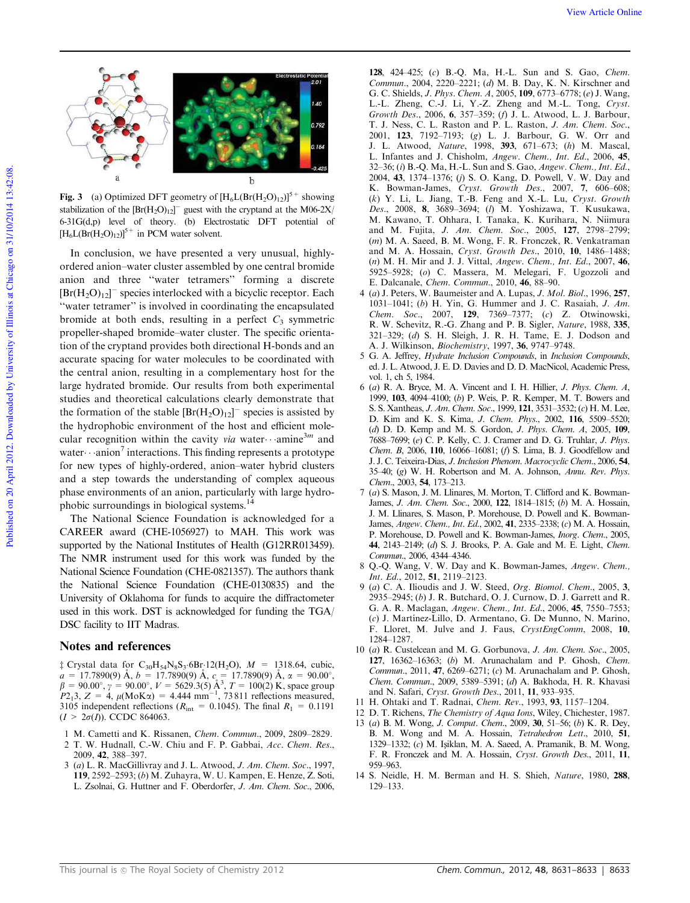Fig. 3 (a) Optimized DFT geometry of $[H_6L(Br(H_2O)_{12})]^{5+}$ showing stabilization of the $[Br(H_2O)_{12}]^-$ guest with the cryptand at the M06-2X/6-31G(d,p) level of theory. (b) Electrostatic DFT potential of $[H_6L(Br(H_2O)_{12})]^{5+}$ in PCM water solvent.

In conclusion, we have presented a very unusual, highly-ordered anion–water cluster assembled by one central bromide anion and three "water tetramers" forming a discrete $[Br(H_2O)_{12}]^-$ species interlocked with a bicyclic receptor. Each "water tetramer" is involved in coordinating the encapsulated bromide at both ends, resulting in a perfect $C_3$ symmetric propeller-shaped bromide–water cluster. The specific orientation of the cryptand provides both directional H-bonds and an accurate spacing for water molecules to be coordinated with the central anion, resulting in a complementary host for the large hydrated bromide. Our results from both experimental studies and theoretical calculations clearly demonstrate that the formation of the stable $[Br(H_2O)_{12}]^-$ species is assisted by the hydrophobic environment of the host and efficient molecular recognition within the cavity *via* water···amine[3m] and water···anion[7] interactions. This finding represents a prototype for new types of highly-ordered, anion–water hybrid clusters and a step towards the understanding of complex aqueous phase environments of an anion, particularly with large hydrophobic surroundings in biological systems.[14]

The National Science Foundation is acknowledged for a CAREER award (CHE-1056927) to MAH. This work was supported by the National Institutes of Health (G12RR013459). The NMR instrument used for this work was funded by the National Science Foundation (CHE-0821357). The authors thank the National Science Foundation (CHE-0130835) and the University of Oklahoma for funds to acquire the diffractometer used in this work. DST is acknowledged for funding the TGA/DSC facility to IIT Madras.

## Notes and references

‡ Crystal data for $C_{30}H_{54}N_8S_3\cdot6Br\cdot12(H_2O)$, $M$ = 1318.64, cubic, $a$ = 17.7890(9) Å, $b$ = 17.7890(9) Å, $c$ = 17.7890(9) Å, $\alpha$ = 90.00°, $\beta$ = 90.00°, $\gamma$ = 90.00°, $V$ = 5629.3(5) Å$^3$, $T$ = 100(2) K, space group $P2_13$, $Z$ = 4, $\mu$(MoK$\alpha$) = 4.444 mm$^{-1}$, 73 811 reflections measured, 3105 independent reflections ($R_{int}$ = 0.1045). The final $R_1$ = 0.1191 ($I > 2\sigma(I)$). CCDC 864063.

1 M. Cametti and K. Rissanen, *Chem. Commun.*, 2009, 2809–2829.
2 T. W. Hudnall, C.-W. Chiu and F. P. Gabbai, *Acc. Chem. Res.*, 2009, **42**, 388–397.
3 (*a*) L. R. MacGillivray and J. L. Atwood, *J. Am. Chem. Soc.*, 1997, **119**, 2592–2593; (*b*) M. Zuhayra, W. U. Kampen, E. Henze, Z. Soti, L. Zsolnai, G. Huttner and F. Oberdorfer, *J. Am. Chem. Soc.*, 2006, **128**, 424–425; (*c*) B.-Q. Ma, H.-L. Sun and S. Gao, *Chem. Commun.*, 2004, 2220–2221; (*d*) M. B. Day, K. N. Kirschner and G. C. Shields, *J. Phys. Chem. A*, 2005, **109**, 6773–6778; (*e*) J. Wang, L.-L. Zheng, C.-J. Li, Y.-Z. Zheng and M.-L. Tong, *Cryst. Growth Des.*, 2006, **6**, 357–359; (*f*) J. L. Atwood, L. J. Barbour, T. J. Ness, C. L. Raston and P. L. Raston, *J. Am. Chem. Soc.*, 2001, **123**, 7192–7193; (*g*) L. J. Barbour, G. W. Orr and J. L. Atwood, *Nature*, 1998, **393**, 671–673; (*h*) M. Mascal, L. Infantes and J. Chisholm, *Angew. Chem., Int. Ed.*, 2006, **45**, 32–36; (*i*) B.-Q. Ma, H.-L. Sun and S. Gao, *Angew. Chem., Int. Ed.*, 2004, **43**, 1374–1376; (*j*) S. O. Kang, D. Powell, V. W. Day and K. Bowman-James, *Cryst. Growth Des.*, 2007, **7**, 606–608; (*k*) Y. Li, L. Jiang, T.-B. Feng and X.-L. Lu, *Cryst. Growth Des.*, 2008, **8**, 3689–3694; (*l*) M. Yoshizawa, T. Kusukawa, M. Kawano, T. Ohhara, I. Tanaka, K. Kurihara, N. Niimura and M. Fujita, *J. Am. Chem. Soc.*, 2005, **127**, 2798–2799; (*m*) M. A. Saeed, B. M. Wong, F. R. Fronczek, R. Venkatraman and M. A. Hossain, *Cryst. Growth Des.*, 2010, **10**, 1486–1488; (*n*) M. H. Mir and J. J. Vittal, *Angew. Chem., Int. Ed.*, 2007, **46**, 5925–5928; (*o*) C. Massera, M. Melegari, F. Ugozzoli and E. Dalcanale, *Chem. Commun.*, 2010, **46**, 88–90.
4 (*a*) J. Peters, W. Baumeister and A. Lupas, *J. Mol. Biol.*, 1996, **257**, 1031–1041; (*b*) H. Yin, G. Hummer and J. C. Rasaiah, *J. Am. Chem. Soc.*, 2007, **129**, 7369–7377; (*c*) Z. Otwinowski, R. W. Schevitz, R.-G. Zhang and P. B. Sigler, *Nature*, 1988, **335**, 321–329; (*d*) S. H. Sleigh, J. R. H. Tame, E. J. Dodson and A. J. Wilkinson, *Biochemistry*, 1997, **36**, 9747–9748.
5 G. A. Jeffrey, *Hydrate Inclusion Compounds*, in *Inclusion Compounds*, ed. J. L. Atwood, J. E. D. Davies and D. D. MacNicol, Academic Press, vol. 1, ch 5, 1984.
6 (*a*) R. A. Bryce, M. A. Vincent and I. H. Hillier, *J. Phys. Chem. A*, 1999, **103**, 4094–4100; (*b*) P. Weis, P. R. Kemper, M. T. Bowers and S. S. Xantheas, *J. Am. Chem. Soc.*, 1999, **121**, 3531–3532; (*c*) H. M. Lee, D. Kim and K. S. Kima, *J. Chem. Phys.*, 2002, **116**, 5509–5520; (*d*) D. D. Kemp and M. S. Gordon, *J. Phys. Chem. A*, 2005, **109**, 7688–7699; (*e*) C. P. Kelly, C. J. Cramer and D. G. Truhlar, *J. Phys. Chem. B*, 2006, **110**, 16066–16081; (*f*) S. Lima, B. J. Goodfellow and J. J. C. Teixeira-Dias, *J. Inclusion Phenom. Macrocyclic Chem.*, 2006, **54**, 35–40; (*g*) W. H. Robertson and M. A. Johnson, *Annu. Rev. Phys. Chem.*, 2003, **54**, 173–213.
7 (*a*) S. Mason, J. M. Llinares, M. Morton, T. Clifford and K. Bowman-James, *J. Am. Chem. Soc.*, 2000, **122**, 1814–1815; (*b*) M. A. Hossain, J. M. Llinares, S. Mason, P. Morehouse, D. Powell and K. Bowman-James, *Angew. Chem., Int. Ed.*, 2002, **41**, 2335–2338; (*c*) M. A. Hossain, P. Morehouse, D. Powell and K. Bowman-James, *Inorg. Chem.*, 2005, **44**, 2143–2149; (*d*) S. J. Brooks, P. A. Gale and M. E. Light, *Chem. Commun.*, 2006, 4344–4346.
8 Q.-Q. Wang, V. W. Day and K. Bowman-James, *Angew. Chem., Int. Ed.*, 2012, **51**, 2119–2123.
9 (*a*) C. A. Ilioudis and J. W. Steed, *Org. Biomol. Chem.*, 2005, **3**, 2935–2945; (*b*) J. R. Butchard, O. J. Curnow, D. J. Garrett and R. G. A. R. Maclagan, *Angew. Chem., Int. Ed.*, 2006, **45**, 7550–7553; (*c*) J. Martinez-Lillo, D. Armentano, G. De Munno, N. Marino, F. Lloret, M. Julve and J. Faus, *CrystEngComm*, 2008, **10**, 1284–1287.
10 (*a*) R. Custelcean and M. G. Gorbunova, *J. Am. Chem. Soc.*, 2005, **127**, 16362–16363; (*b*) M. Arunachalam and P. Ghosh, *Chem. Commun.*, 2011, **47**, 6269–6271; (*c*) M. Arunachalam and P. Ghosh, *Chem. Commun.*, 2009, 5389–5391; (*d*) A. Bakhoda, H. R. Khavasi and N. Safari, *Cryst. Growth Des.*, 2011, **11**, 933–935.
11 H. Ohtaki and T. Radnai, *Chem. Rev.*, 1993, **93**, 1157–1204.
12 D. T. Richens, *The Chemistry of Aqua Ions*, Wiley, Chichester, 1987.
13 (*a*) B. M. Wong, *J. Comput. Chem.*, 2009, **30**, 51–56; (*b*) K. R. Dey, B. M. Wong and M. A. Hossain, *Tetrahedron Lett.*, 2010, **51**, 1329–1332; (*c*) M. Işiklan, M. A. Saeed, A. Pramanik, B. M. Wong, F. R. Fronczek and M. A. Hossain, *Cryst. Growth Des.*, 2011, **11**, 959–963.
14 S. Neidle, H. M. Berman and H. S. Shieh, *Nature*, 1980, **288**, 129–133.